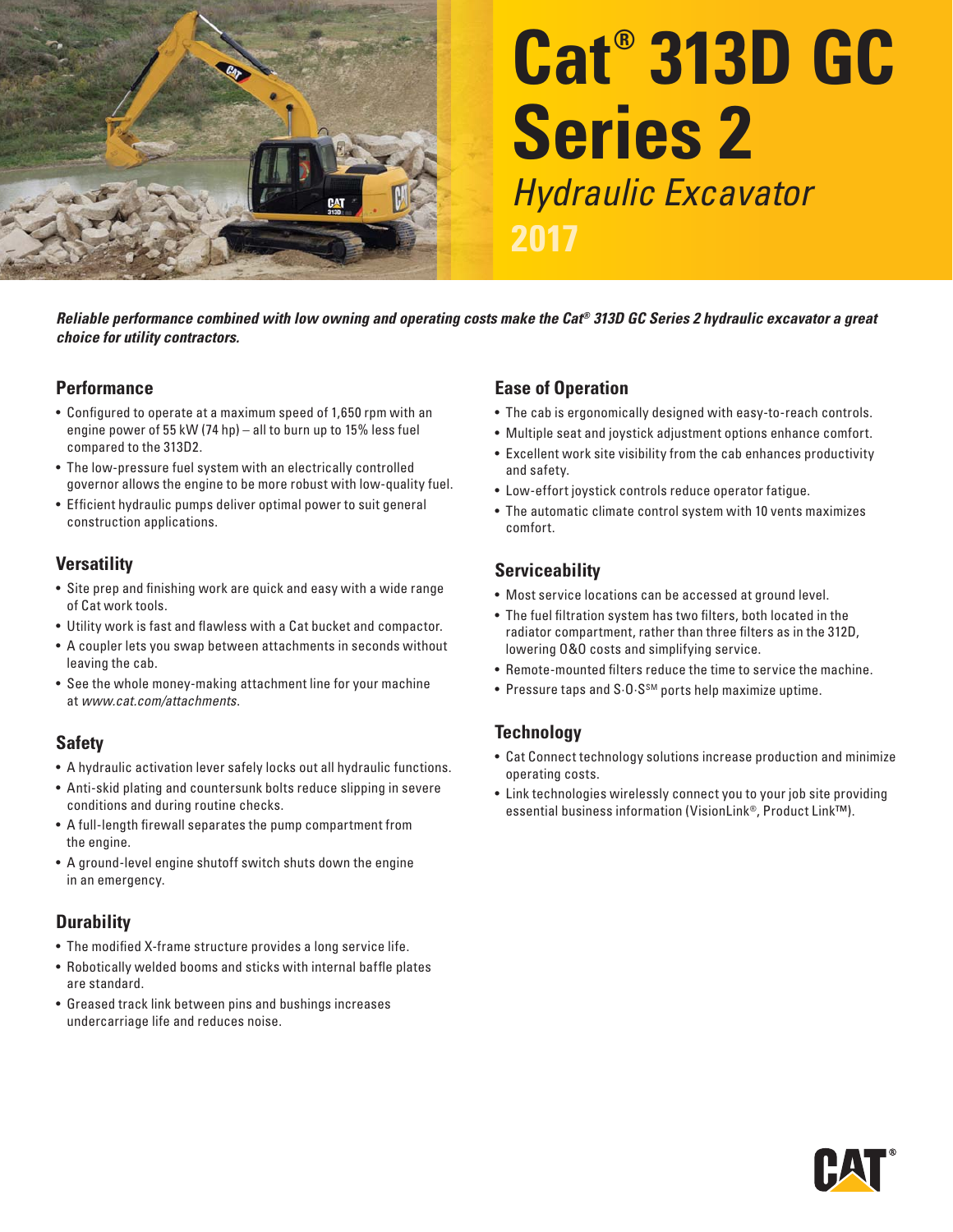# Cat® 313D GC Series 2

## *Hydraulic Excavator*

**2017**

***Reliable performance combined with low owning and operating costs make the Cat® 313D GC Series 2 hydraulic excavator a great choice for utility contractors.***

## Performance

- Configured to operate at a maximum speed of 1,650 rpm with an engine power of 55 kW (74 hp) – all to burn up to 15% less fuel compared to the 313D2.
- The low-pressure fuel system with an electrically controlled governor allows the engine to be more robust with low-quality fuel.
- Efficient hydraulic pumps deliver optimal power to suit general construction applications.

## Versatility

- Site prep and finishing work are quick and easy with a wide range of Cat work tools.
- Utility work is fast and flawless with a Cat bucket and compactor.
- A coupler lets you swap between attachments in seconds without leaving the cab.
- See the whole money-making attachment line for your machine at *www.cat.com/attachments*.

## Safety

- A hydraulic activation lever safely locks out all hydraulic functions.
- Anti-skid plating and countersunk bolts reduce slipping in severe conditions and during routine checks.
- A full-length firewall separates the pump compartment from the engine.
- A ground-level engine shutoff switch shuts down the engine in an emergency.

## Durability

- The modified X-frame structure provides a long service life.
- Robotically welded booms and sticks with internal baffle plates are standard.
- Greased track link between pins and bushings increases undercarriage life and reduces noise.

## Ease of Operation

- The cab is ergonomically designed with easy-to-reach controls.
- Multiple seat and joystick adjustment options enhance comfort.
- Excellent work site visibility from the cab enhances productivity and safety.
- Low-effort joystick controls reduce operator fatigue.
- The automatic climate control system with 10 vents maximizes comfort.

## Serviceability

- Most service locations can be accessed at ground level.
- The fuel filtration system has two filters, both located in the radiator compartment, rather than three filters as in the 312D, lowering O&O costs and simplifying service.
- Remote-mounted filters reduce the time to service the machine.
- Pressure taps and S·O·S℠ ports help maximize uptime.

## Technology

- Cat Connect technology solutions increase production and minimize operating costs.
- Link technologies wirelessly connect you to your job site providing essential business information (VisionLink®, Product Link™).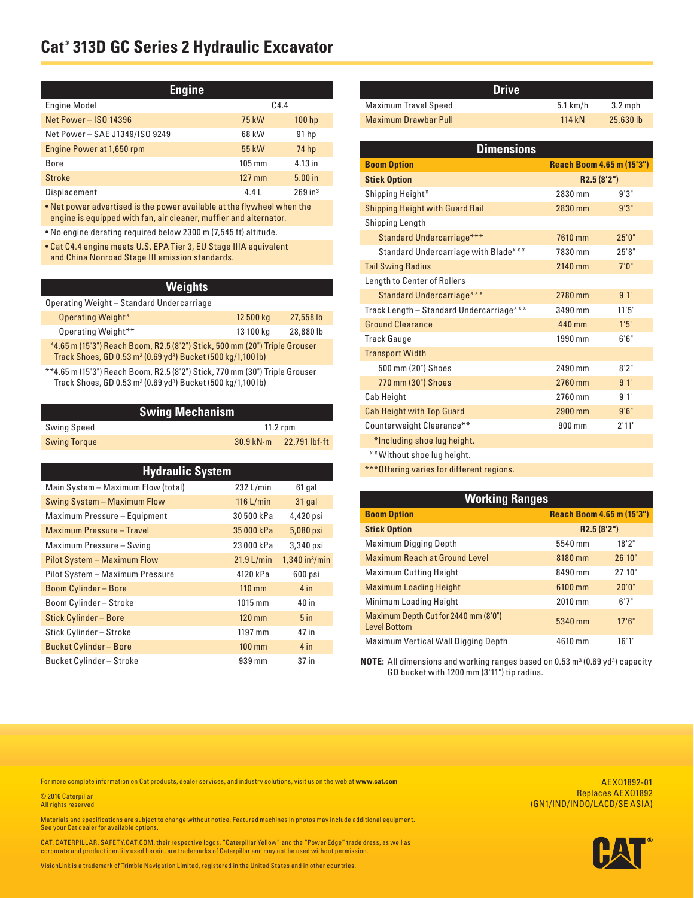# Cat® 313D GC Series 2 Hydraulic Excavator

## Engine

| | | |
|---|---|---|
| Engine Model | C4.4 | |
| Net Power – ISO 14396 | 75 kW | 100 hp |
| Net Power – SAE J1349/ISO 9249 | 68 kW | 91 hp |
| Engine Power at 1,650 rpm | 55 kW | 74 hp |
| Bore | 105 mm | 4.13 in |
| Stroke | 127 mm | 5.00 in |
| Displacement | 4.4 L | 269 in³ |

- Net power advertised is the power available at the flywheel when the engine is equipped with fan, air cleaner, muffler and alternator.
- No engine derating required below 2300 m (7,545 ft) altitude.
- Cat C4.4 engine meets U.S. EPA Tier 3, EU Stage IIIA equivalent and China Nonroad Stage III emission standards.

## Weights

| | | |
|---|---|---|
| Operating Weight – Standard Undercarriage | | |
| Operating Weight* | 12 500 kg | 27,558 lb |
| Operating Weight** | 13 100 kg | 28,880 lb |

*4.65 m (15'3") Reach Boom, R2.5 (8'2") Stick, 500 mm (20") Triple Grouser Track Shoes, GD 0.53 m³ (0.69 yd³) Bucket (500 kg/1,100 lb)

**4.65 m (15'3") Reach Boom, R2.5 (8'2") Stick, 770 mm (30") Triple Grouser Track Shoes, GD 0.53 m³ (0.69 yd³) Bucket (500 kg/1,100 lb)

## Swing Mechanism

| | | |
|---|---|---|
| Swing Speed | 11.2 rpm | |
| Swing Torque | 30.9 kN·m | 22,791 lbf-ft |

## Hydraulic System

| | | |
|---|---|---|
| Main System – Maximum Flow (total) | 232 L/min | 61 gal |
| Swing System – Maximum Flow | 116 L/min | 31 gal |
| Maximum Pressure – Equipment | 30 500 kPa | 4,420 psi |
| Maximum Pressure – Travel | 35 000 kPa | 5,080 psi |
| Maximum Pressure – Swing | 23 000 kPa | 3,340 psi |
| Pilot System – Maximum Flow | 21.9 L/min | 1,340 in³/min |
| Pilot System – Maximum Pressure | 4120 kPa | 600 psi |
| Boom Cylinder – Bore | 110 mm | 4 in |
| Boom Cylinder – Stroke | 1015 mm | 40 in |
| Stick Cylinder – Bore | 120 mm | 5 in |
| Stick Cylinder – Stroke | 1197 mm | 47 in |
| Bucket Cylinder – Bore | 100 mm | 4 in |
| Bucket Cylinder – Stroke | 939 mm | 37 in |

## Drive

| | | |
|---|---|---|
| Maximum Travel Speed | 5.1 km/h | 3.2 mph |
| Maximum Drawbar Pull | 114 kN | 25,630 lb |

## Dimensions

| | | |
|---|---|---|
| **Boom Option** | **Reach Boom 4.65 m (15'3")** | |
| **Stick Option** | **R2.5 (8'2")** | |
| Shipping Height* | 2830 mm | 9'3" |
| Shipping Height with Guard Rail | 2830 mm | 9'3" |
| Shipping Length | | |
| Standard Undercarriage*** | 7610 mm | 25'0" |
| Standard Undercarriage with Blade*** | 7830 mm | 25'8" |
| Tail Swing Radius | 2140 mm | 7'0" |
| Length to Center of Rollers | | |
| Standard Undercarriage*** | 2780 mm | 9'1" |
| Track Length – Standard Undercarriage*** | 3490 mm | 11'5" |
| Ground Clearance | 440 mm | 1'5" |
| Track Gauge | 1990 mm | 6'6" |
| Transport Width | | |
| 500 mm (20") Shoes | 2490 mm | 8'2" |
| 770 mm (30") Shoes | 2760 mm | 9'1" |
| Cab Height | 2760 mm | 9'1" |
| Cab Height with Top Guard | 2900 mm | 9'6" |
| Counterweight Clearance** | 900 mm | 2'11" |

*Including shoe lug height.

**Without shoe lug height.

***Offering varies for different regions.

## Working Ranges

| | | |
|---|---|---|
| **Boom Option** | **Reach Boom 4.65 m (15'3")** | |
| **Stick Option** | **R2.5 (8'2")** | |
| Maximum Digging Depth | 5540 mm | 18'2" |
| Maximum Reach at Ground Level | 8180 mm | 26'10" |
| Maximum Cutting Height | 8490 mm | 27'10" |
| Maximum Loading Height | 6100 mm | 20'0" |
| Minimum Loading Height | 2010 mm | 6'7" |
| Maximum Depth Cut for 2440 mm (8'0") Level Bottom | 5340 mm | 17'6" |
| Maximum Vertical Wall Digging Depth | 4610 mm | 16'1" |

**NOTE:** All dimensions and working ranges based on 0.53 m³ (0.69 yd³) capacity GD bucket with 1200 mm (3'11") tip radius.

For more complete information on Cat products, dealer services, and industry solutions, visit us on the web at **www.cat.com**

© 2016 Caterpillar
All rights reserved

Materials and specifications are subject to change without notice. Featured machines in photos may include additional equipment. See your Cat dealer for available options.

CAT, CATERPILLAR, SAFETY.CAT.COM, their respective logos, "Caterpillar Yellow" and the "Power Edge" trade dress, as well as corporate and product identity used herein, are trademarks of Caterpillar and may not be used without permission.

VisionLink is a trademark of Trimble Navigation Limited, registered in the United States and in other countries.

AEXQ1892-01
Replaces AEXQ1892
(GN1/IND/INDO/LACD/SE ASIA)

CAT®